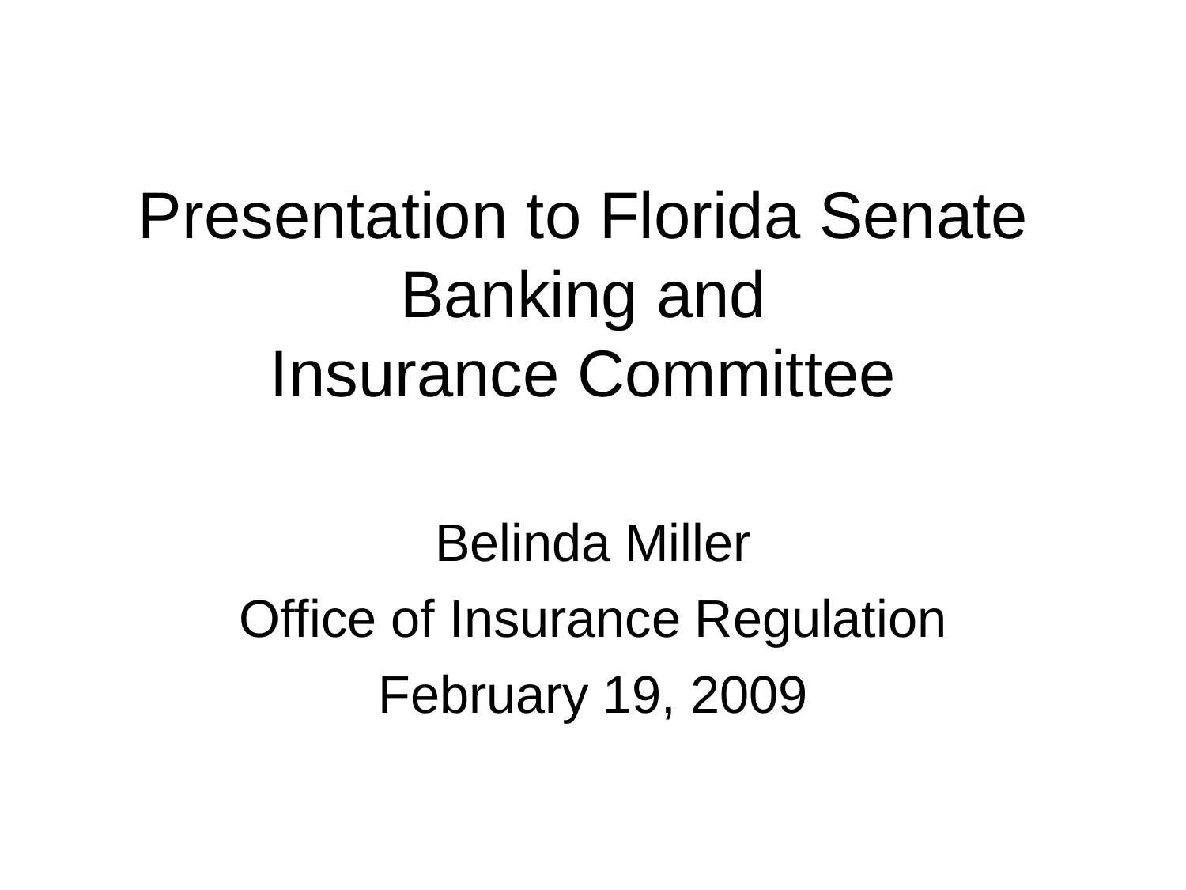# Presentation to Florida Senate Banking and Insurance Committee

Belinda Miller

Office of Insurance Regulation

February 19, 2009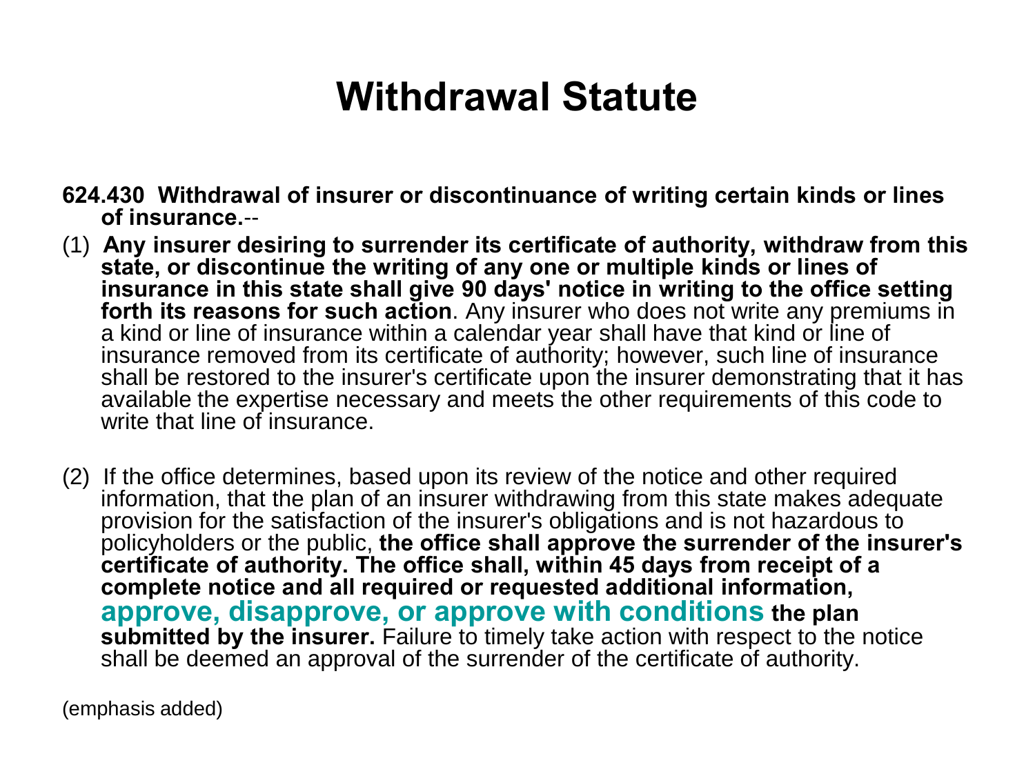# Withdrawal Statute

**624.430 Withdrawal of insurer or discontinuance of writing certain kinds or lines of insurance.**--

(1) **Any insurer desiring to surrender its certificate of authority, withdraw from this state, or discontinue the writing of any one or multiple kinds or lines of insurance in this state shall give 90 days' notice in writing to the office setting forth its reasons for such action**. Any insurer who does not write any premiums in a kind or line of insurance within a calendar year shall have that kind or line of insurance removed from its certificate of authority; however, such line of insurance shall be restored to the insurer's certificate upon the insurer demonstrating that it has available the expertise necessary and meets the other requirements of this code to write that line of insurance.

(2) If the office determines, based upon its review of the notice and other required information, that the plan of an insurer withdrawing from this state makes adequate provision for the satisfaction of the insurer's obligations and is not hazardous to policyholders or the public, **the office shall approve the surrender of the insurer's certificate of authority. The office shall, within 45 days from receipt of a complete notice and all required or requested additional information, approve, disapprove, or approve with conditions the plan submitted by the insurer.** Failure to timely take action with respect to the notice shall be deemed an approval of the surrender of the certificate of authority.

(emphasis added)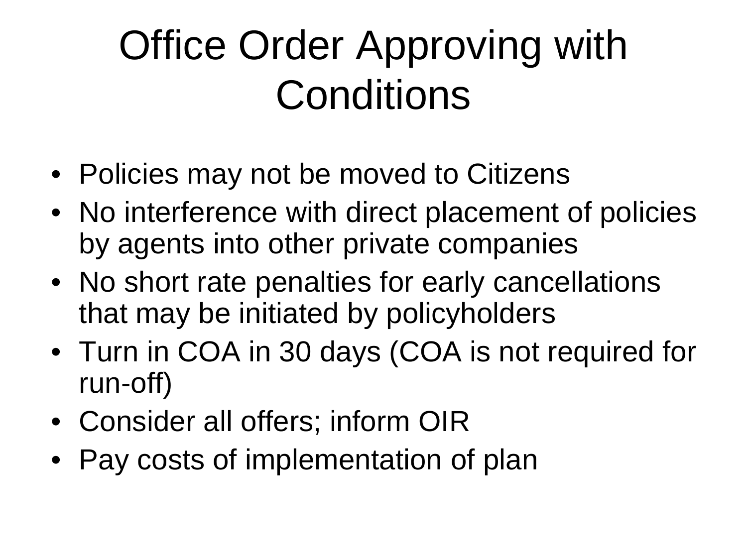# Office Order Approving with Conditions

- Policies may not be moved to Citizens
- No interference with direct placement of policies by agents into other private companies
- No short rate penalties for early cancellations that may be initiated by policyholders
- Turn in COA in 30 days (COA is not required for run-off)
- Consider all offers; inform OIR
- Pay costs of implementation of plan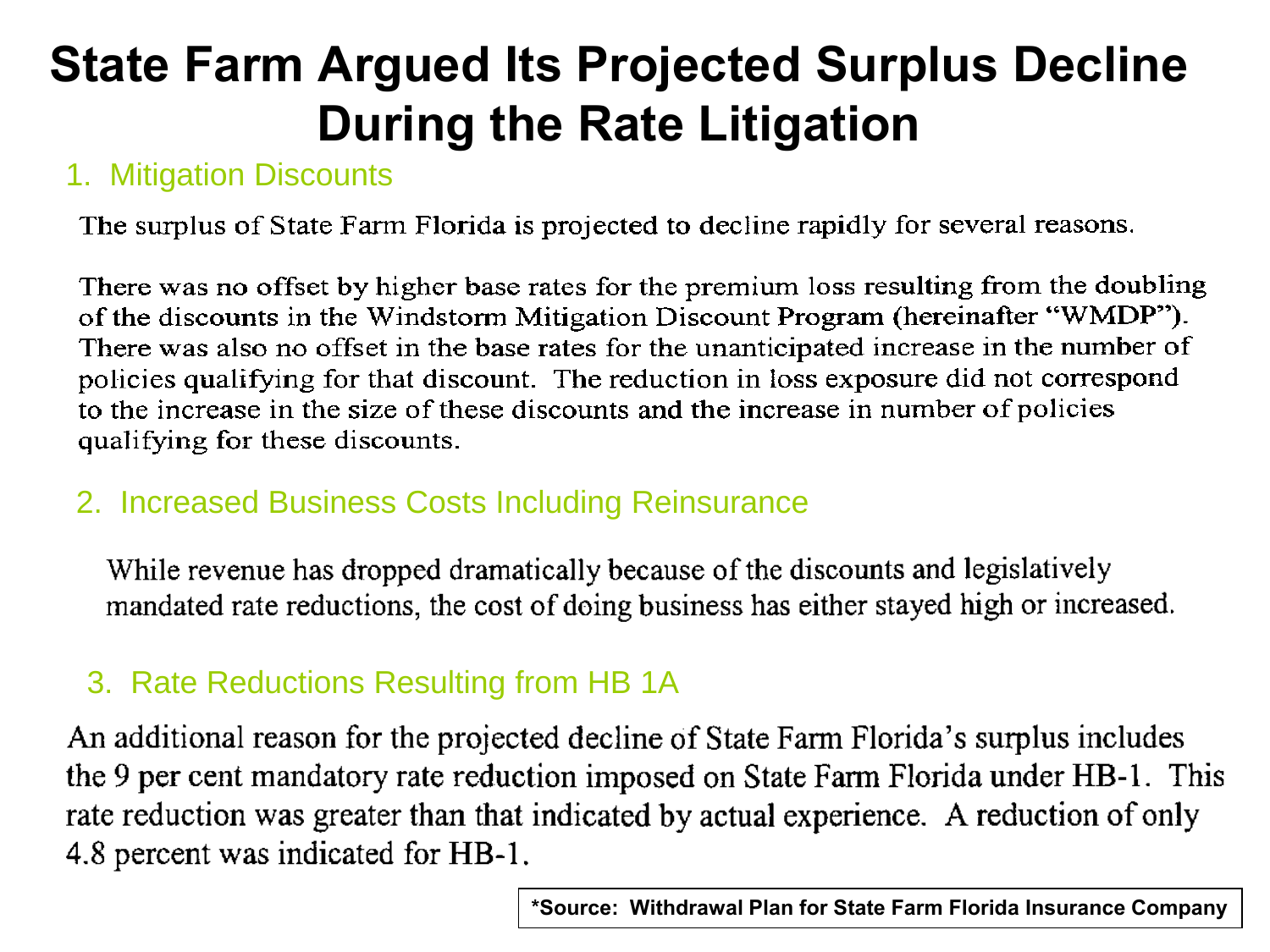# State Farm Argued Its Projected Surplus Decline During the Rate Litigation

## 1. Mitigation Discounts

The surplus of State Farm Florida is projected to decline rapidly for several reasons.

There was no offset by higher base rates for the premium loss resulting from the doubling of the discounts in the Windstorm Mitigation Discount Program (hereinafter "WMDP"). There was also no offset in the base rates for the unanticipated increase in the number of policies qualifying for that discount. The reduction in loss exposure did not correspond to the increase in the size of these discounts and the increase in number of policies qualifying for these discounts.

## 2. Increased Business Costs Including Reinsurance

While revenue has dropped dramatically because of the discounts and legislatively mandated rate reductions, the cost of doing business has either stayed high or increased.

## 3. Rate Reductions Resulting from HB 1A

An additional reason for the projected decline of State Farm Florida's surplus includes the 9 per cent mandatory rate reduction imposed on State Farm Florida under HB-1. This rate reduction was greater than that indicated by actual experience. A reduction of only 4.8 percent was indicated for HB-1.

**\*Source: Withdrawal Plan for State Farm Florida Insurance Company**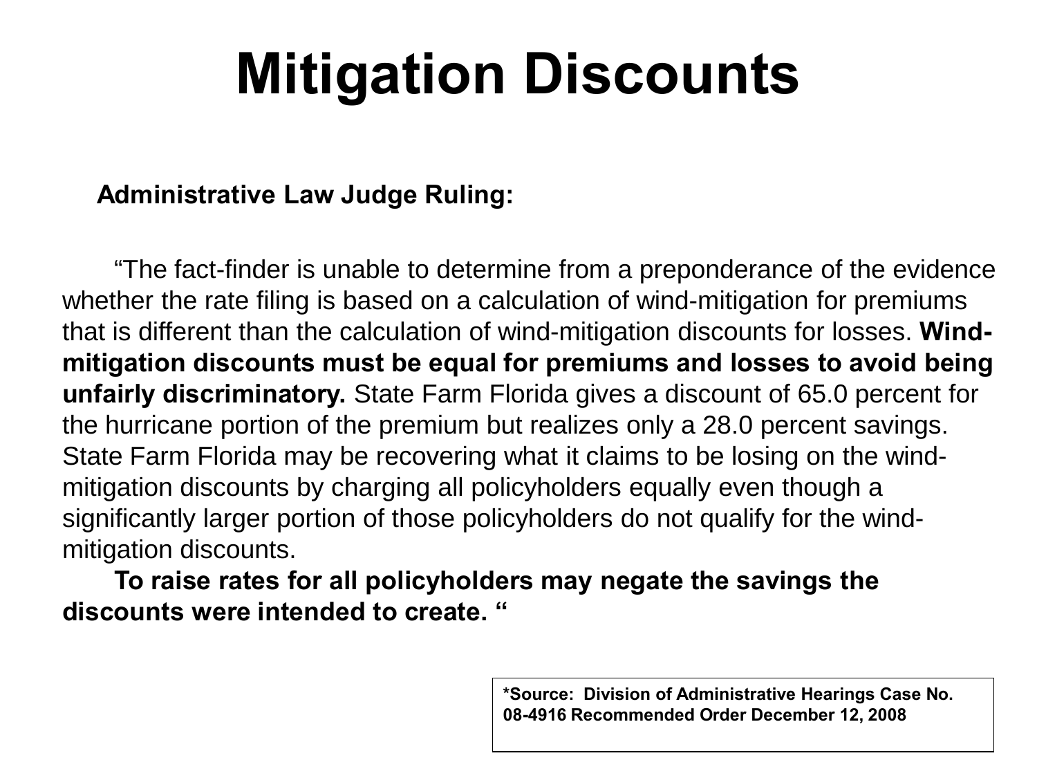# Mitigation Discounts

**Administrative Law Judge Ruling:**

"The fact-finder is unable to determine from a preponderance of the evidence whether the rate filing is based on a calculation of wind-mitigation for premiums that is different than the calculation of wind-mitigation discounts for losses. **Wind-mitigation discounts must be equal for premiums and losses to avoid being unfairly discriminatory.** State Farm Florida gives a discount of 65.0 percent for the hurricane portion of the premium but realizes only a 28.0 percent savings. State Farm Florida may be recovering what it claims to be losing on the wind-mitigation discounts by charging all policyholders equally even though a significantly larger portion of those policyholders do not qualify for the wind-mitigation discounts.

**To raise rates for all policyholders may negate the savings the discounts were intended to create. "**

**\*Source: Division of Administrative Hearings Case No. 08-4916 Recommended Order December 12, 2008**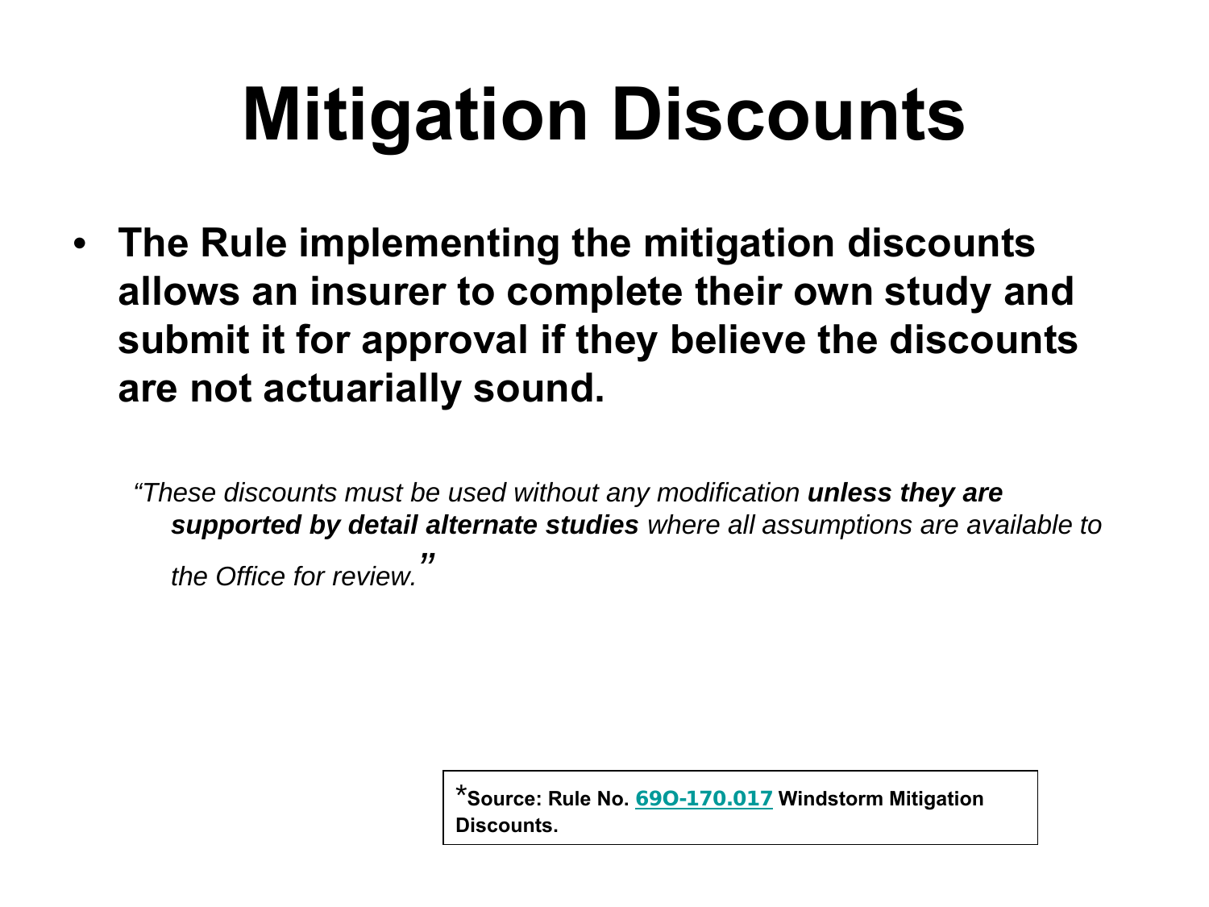# Mitigation Discounts

- **The Rule implementing the mitigation discounts allows an insurer to complete their own study and submit it for approval if they believe the discounts are not actuarially sound.**

*"These discounts must be used without any modification **unless they are supported by detail alternate studies** where all assumptions are available to the Office for review."*

*Source: Rule No. 69O-170.017 Windstorm Mitigation Discounts.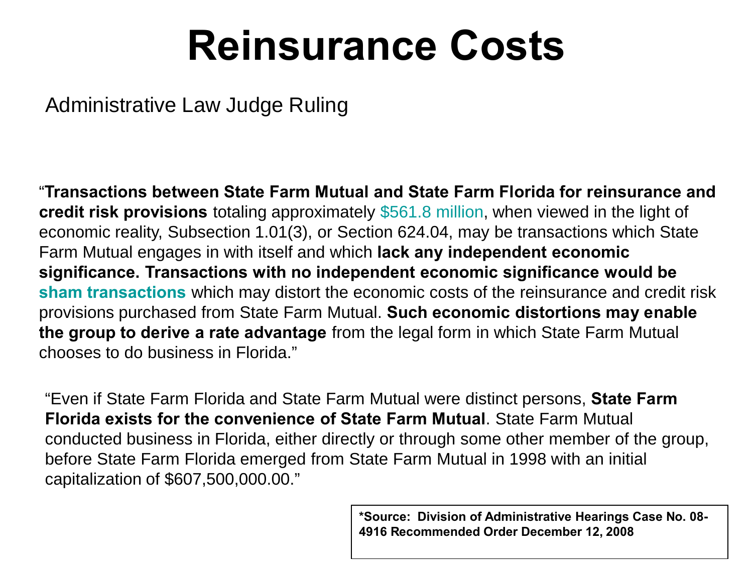# Reinsurance Costs

Administrative Law Judge Ruling

"**Transactions between State Farm Mutual and State Farm Florida for reinsurance and credit risk provisions** totaling approximately $561.8 million, when viewed in the light of economic reality, Subsection 1.01(3), or Section 624.04, may be transactions which State Farm Mutual engages in with itself and which **lack any independent economic significance. Transactions with no independent economic significance would be sham transactions** which may distort the economic costs of the reinsurance and credit risk provisions purchased from State Farm Mutual. **Such economic distortions may enable the group to derive a rate advantage** from the legal form in which State Farm Mutual chooses to do business in Florida."

"Even if State Farm Florida and State Farm Mutual were distinct persons, **State Farm Florida exists for the convenience of State Farm Mutual**. State Farm Mutual conducted business in Florida, either directly or through some other member of the group, before State Farm Florida emerged from State Farm Mutual in 1998 with an initial capitalization of $607,500,000.00."

**\*Source: Division of Administrative Hearings Case No. 08-4916 Recommended Order December 12, 2008**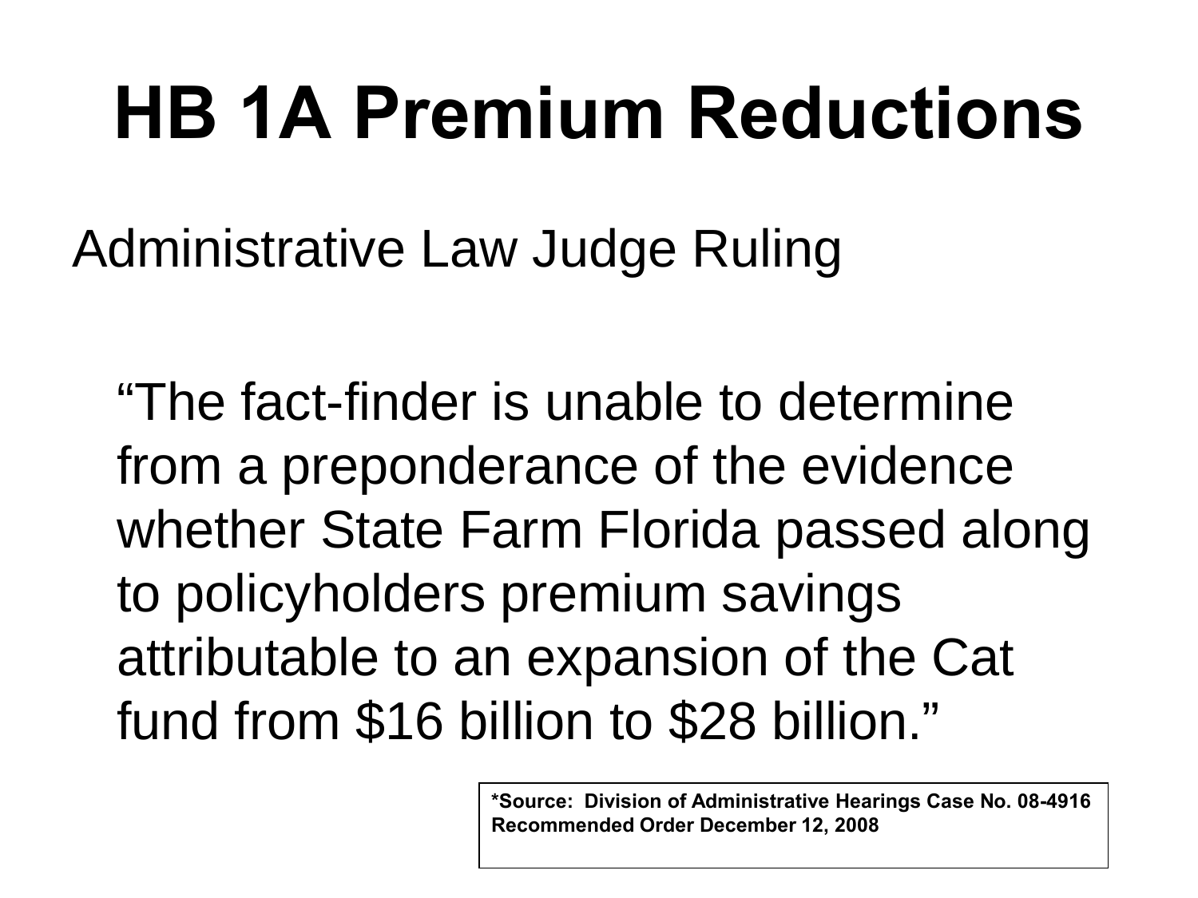# HB 1A Premium Reductions

Administrative Law Judge Ruling

> "The fact-finder is unable to determine from a preponderance of the evidence whether State Farm Florida passed along to policyholders premium savings attributable to an expansion of the Cat fund from $16 billion to $28 billion."

**\*Source: Division of Administrative Hearings Case No. 08-4916 Recommended Order December 12, 2008**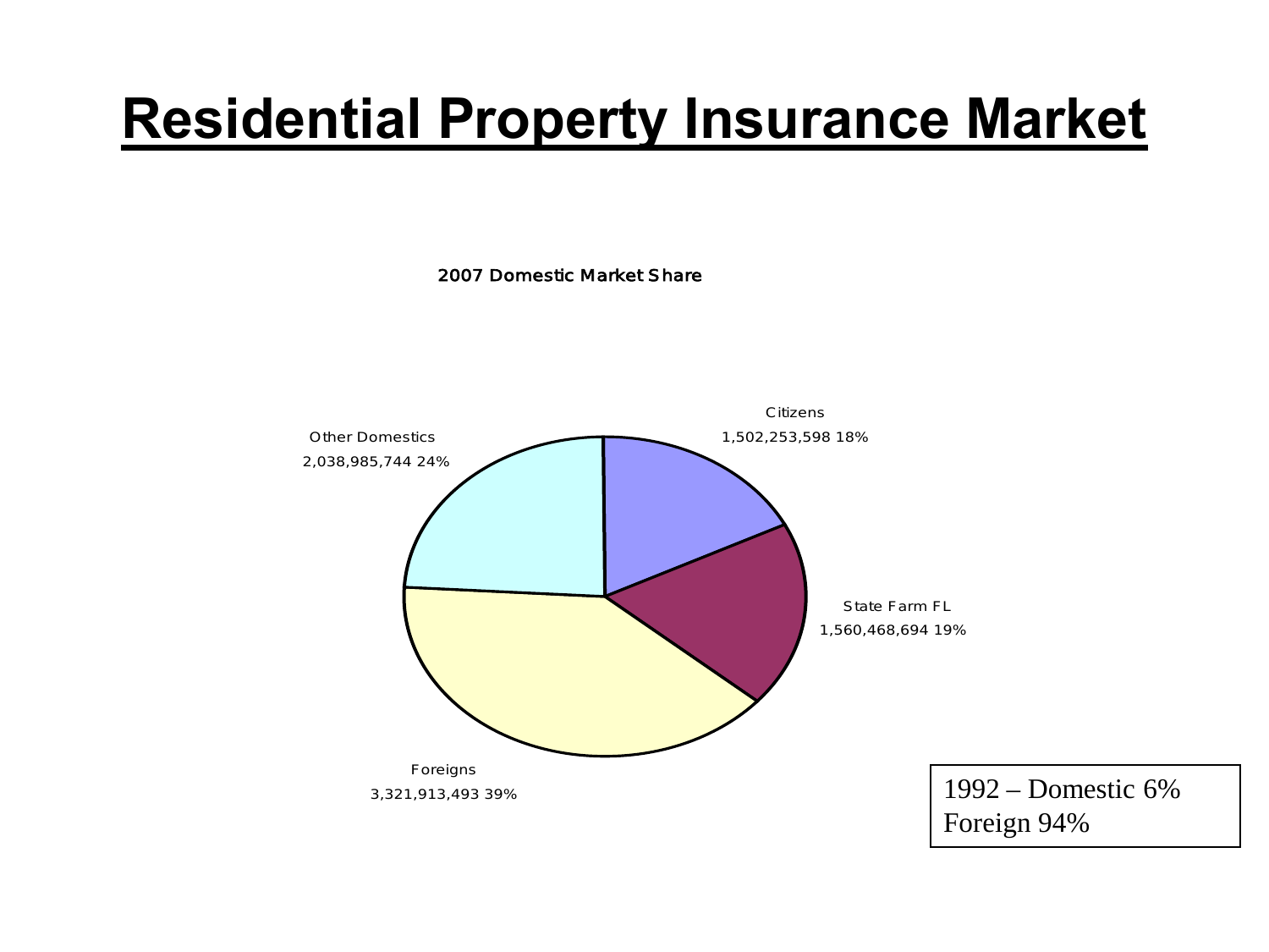# Residential Property Insurance Market

2007 Domestic Market Share

Citizens
1,502,253,598 18%

State Farm FL
1,560,468,694 19%

Foreigns
3,321,913,493 39%

Other Domestics
2,038,985,744 24%

1992 – Domestic 6%
Foreign 94%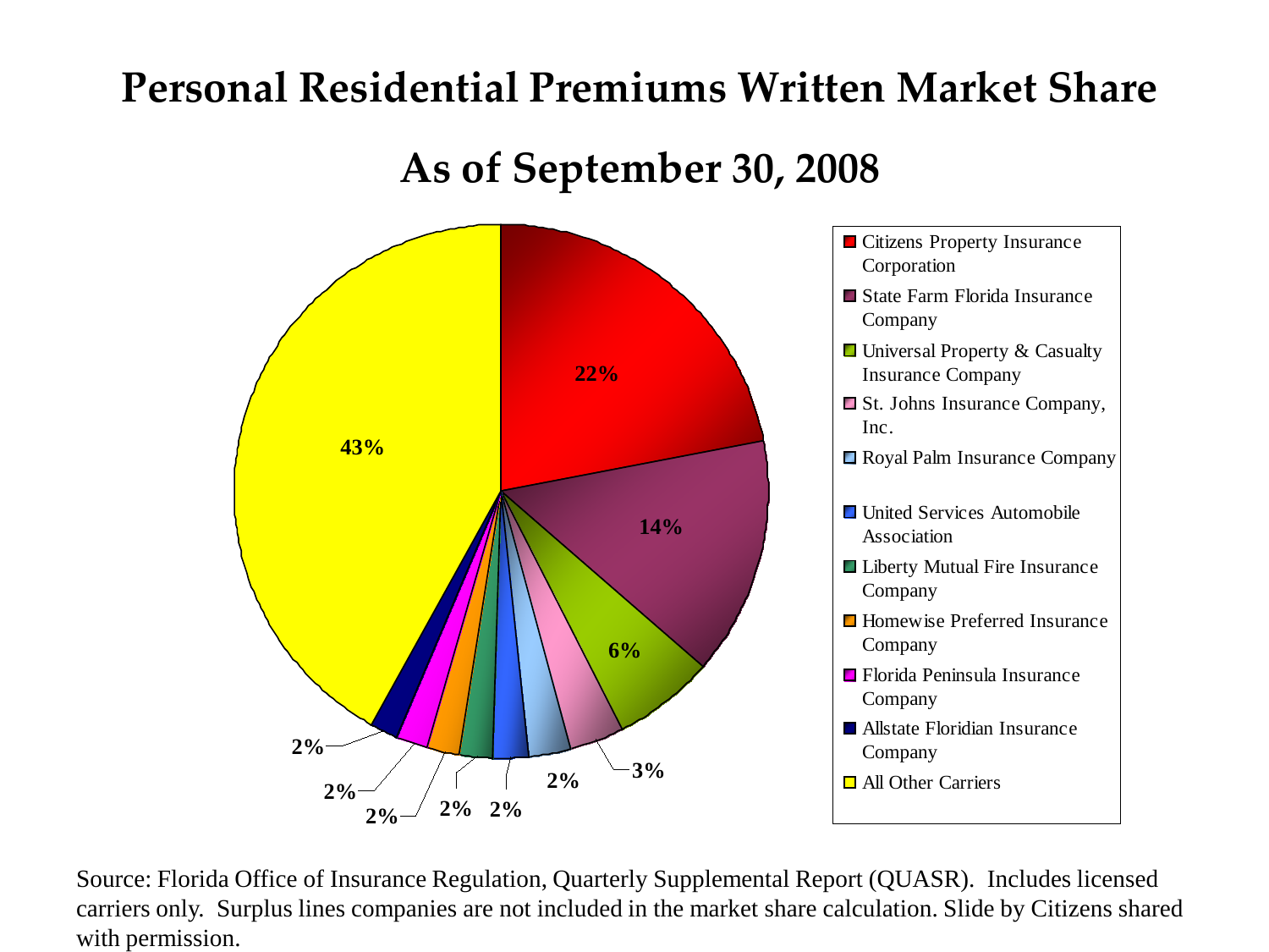# Personal Residential Premiums Written Market Share

## As of September 30, 2008

22%
14%
6%
3%
2%
2%
2%
2%
2%
2%
43%

- Citizens Property Insurance Corporation
- State Farm Florida Insurance Company
- Universal Property & Casualty Insurance Company
- St. Johns Insurance Company, Inc.
- Royal Palm Insurance Company
- United Services Automobile Association
- Liberty Mutual Fire Insurance Company
- Homewise Preferred Insurance Company
- Florida Peninsula Insurance Company
- Allstate Floridian Insurance Company
- All Other Carriers

Source: Florida Office of Insurance Regulation, Quarterly Supplemental Report (QUASR). Includes licensed carriers only. Surplus lines companies are not included in the market share calculation. Slide by Citizens shared with permission.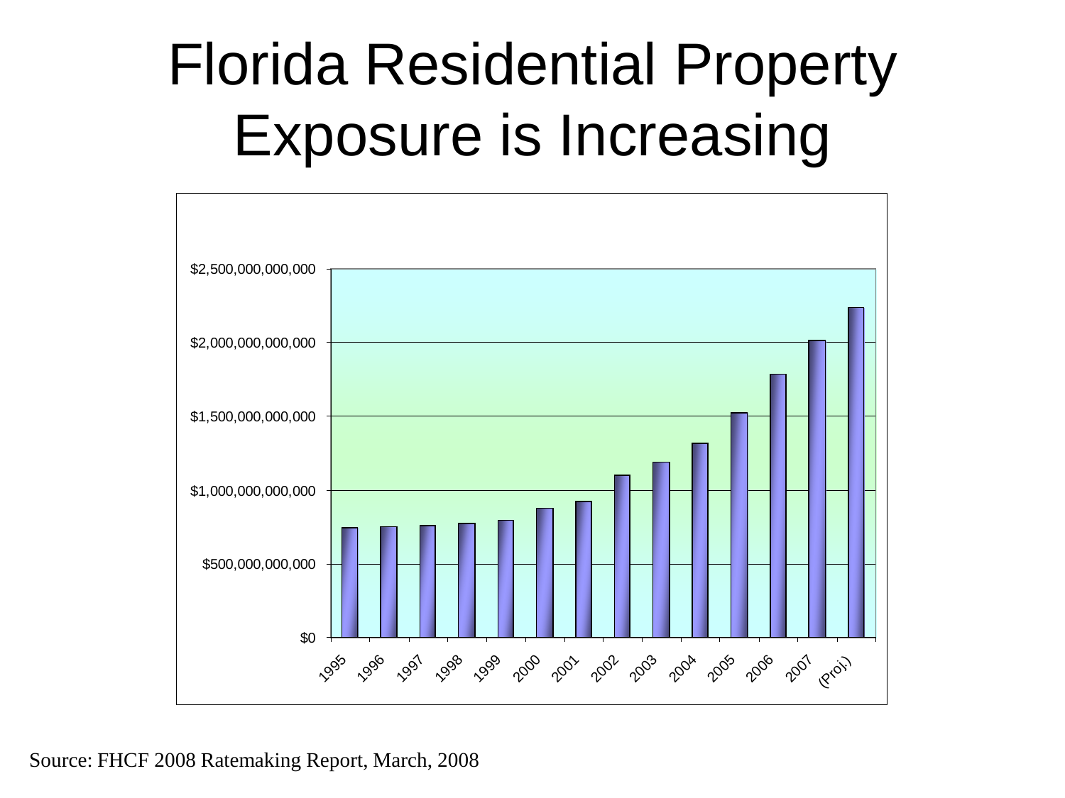# Florida Residential Property Exposure is Increasing

$2,500,000,000,000
$2,000,000,000,000
$1,500,000,000,000
$1,000,000,000,000
$500,000,000,000
$0

1995 1996 1997 1998 1999 2000 2001 2002 2003 2004 2005 2006 2007 (Proj.)

Source: FHCF 2008 Ratemaking Report, March, 2008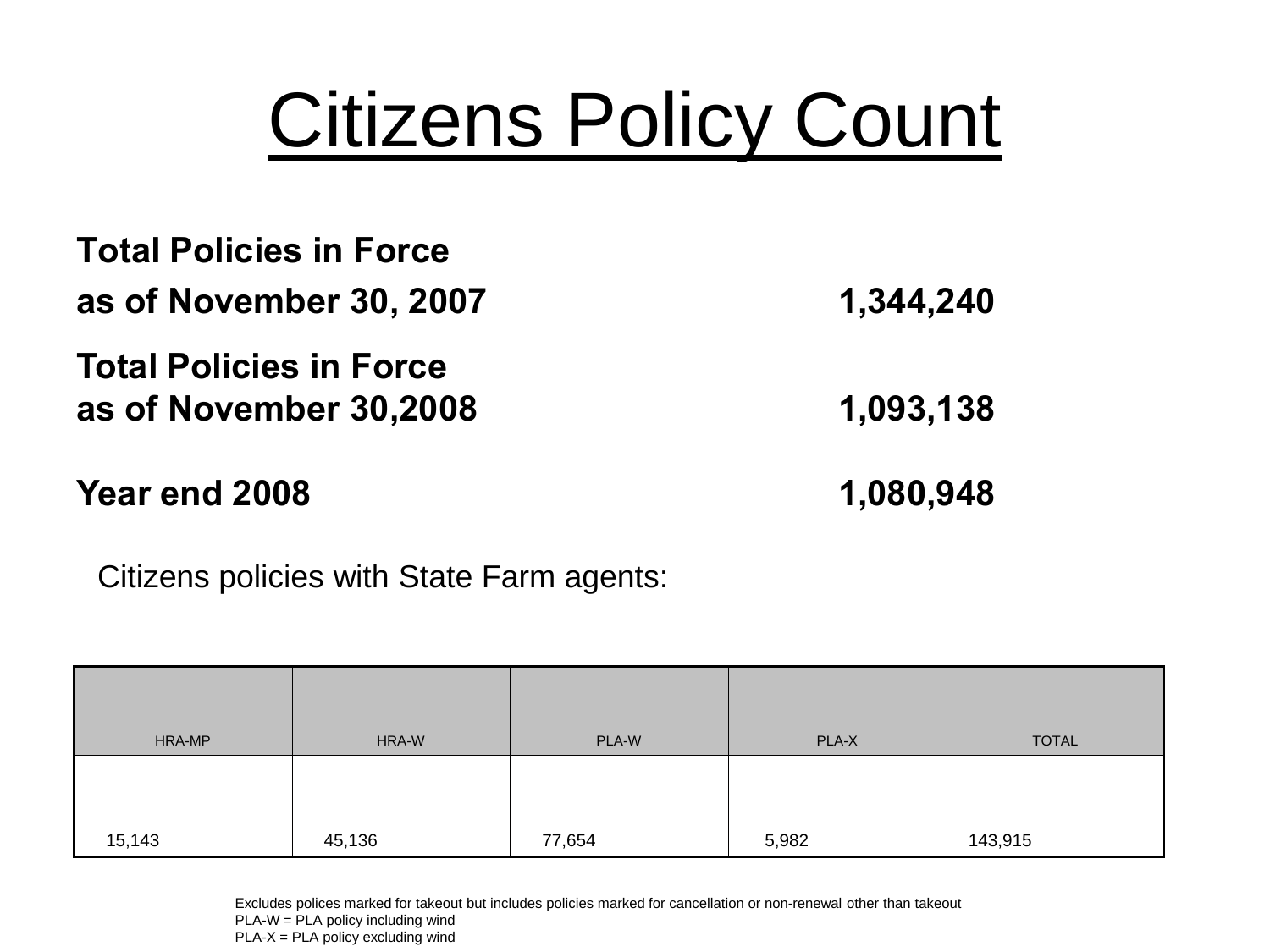# Citizens Policy Count

**Total Policies in Force as of November 30, 2007** **1,344,240**

**Total Policies in Force as of November 30,2008** **1,093,138**

**Year end 2008** **1,080,948**

Citizens policies with State Farm agents:

| HRA-MP | HRA-W | PLA-W | PLA-X | TOTAL |
|---|---|---|---|---|
| 15,143 | 45,136 | 77,654 | 5,982 | 143,915 |

Excludes polices marked for takeout but includes policies marked for cancellation or non-renewal other than takeout
PLA-W = PLA policy including wind
PLA-X = PLA policy excluding wind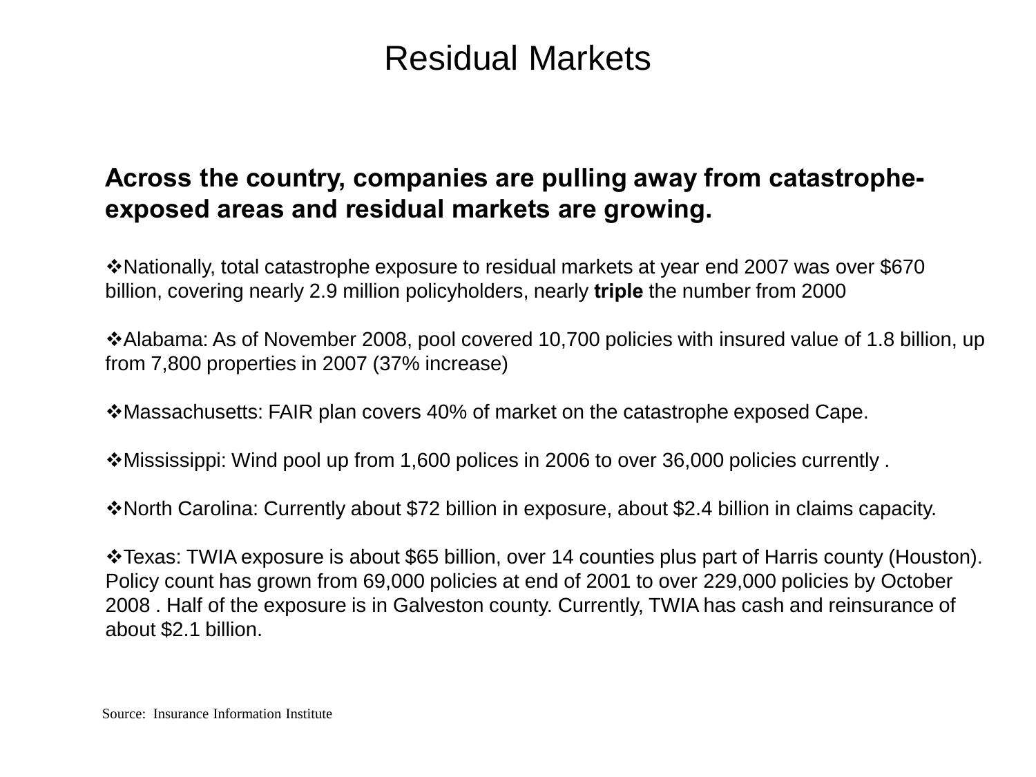# Residual Markets

**Across the country, companies are pulling away from catastrophe-exposed areas and residual markets are growing.**

- ❖Nationally, total catastrophe exposure to residual markets at year end 2007 was over $670 billion, covering nearly 2.9 million policyholders, nearly **triple** the number from 2000

- ❖Alabama: As of November 2008, pool covered 10,700 policies with insured value of 1.8 billion, up from 7,800 properties in 2007 (37% increase)

- ❖Massachusetts: FAIR plan covers 40% of market on the catastrophe exposed Cape.

- ❖Mississippi: Wind pool up from 1,600 polices in 2006 to over 36,000 policies currently .

- ❖North Carolina: Currently about $72 billion in exposure, about $2.4 billion in claims capacity.

- ❖Texas: TWIA exposure is about $65 billion, over 14 counties plus part of Harris county (Houston). Policy count has grown from 69,000 policies at end of 2001 to over 229,000 policies by October 2008 . Half of the exposure is in Galveston county. Currently, TWIA has cash and reinsurance of about $2.1 billion.

Source: Insurance Information Institute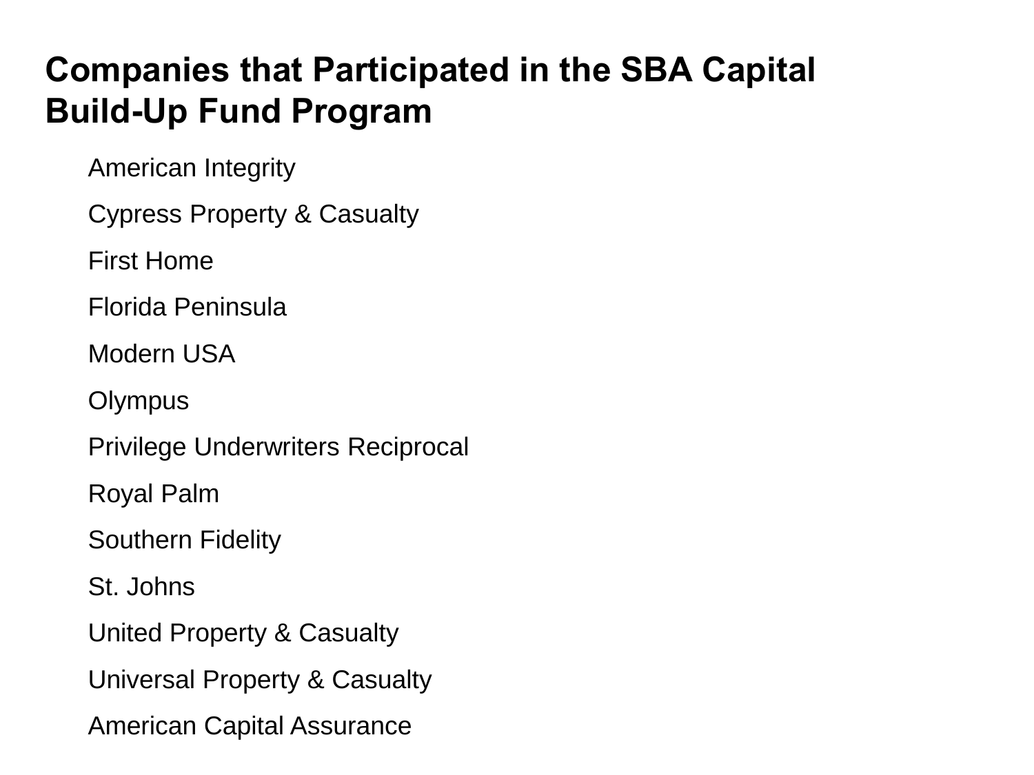# Companies that Participated in the SBA Capital Build-Up Fund Program

- American Integrity
- Cypress Property & Casualty
- First Home
- Florida Peninsula
- Modern USA
- Olympus
- Privilege Underwriters Reciprocal
- Royal Palm
- Southern Fidelity
- St. Johns
- United Property & Casualty
- Universal Property & Casualty
- American Capital Assurance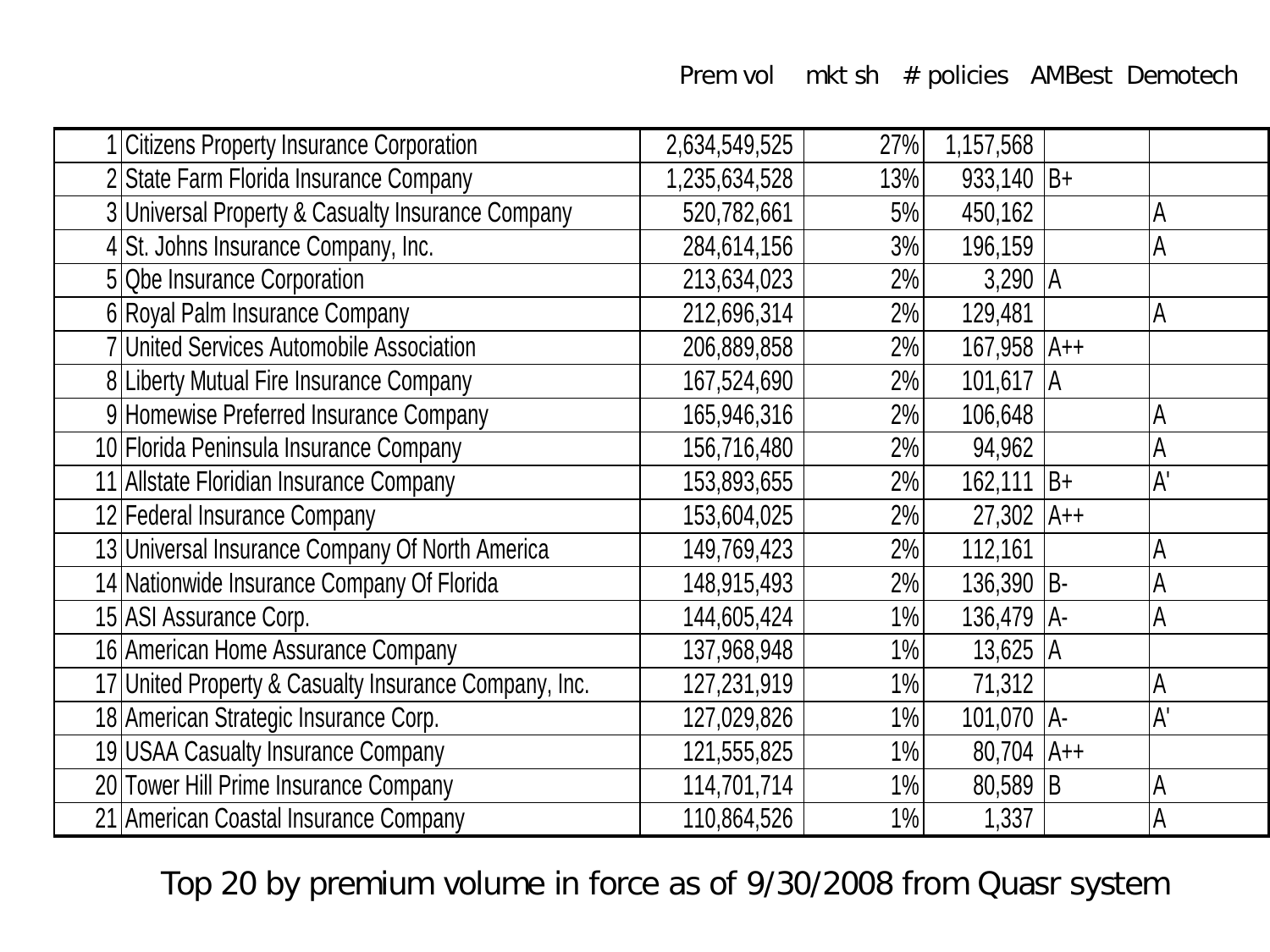| | | Prem vol | mkt sh | # policies | AMBest | Demotech |
|---|---|---|---|---|---|---|
| 1 | Citizens Property Insurance Corporation | 2,634,549,525 | 27% | 1,157,568 | | |
| 2 | State Farm Florida Insurance Company | 1,235,634,528 | 13% | 933,140 | B+ | |
| 3 | Universal Property & Casualty Insurance Company | 520,782,661 | 5% | 450,162 | | A |
| 4 | St. Johns Insurance Company, Inc. | 284,614,156 | 3% | 196,159 | | A |
| 5 | Qbe Insurance Corporation | 213,634,023 | 2% | 3,290 | A | |
| 6 | Royal Palm Insurance Company | 212,696,314 | 2% | 129,481 | | A |
| 7 | United Services Automobile Association | 206,889,858 | 2% | 167,958 | A++ | |
| 8 | Liberty Mutual Fire Insurance Company | 167,524,690 | 2% | 101,617 | A | |
| 9 | Homewise Preferred Insurance Company | 165,946,316 | 2% | 106,648 | | A |
| 10 | Florida Peninsula Insurance Company | 156,716,480 | 2% | 94,962 | | A |
| 11 | Allstate Floridian Insurance Company | 153,893,655 | 2% | 162,111 | B+ | A' |
| 12 | Federal Insurance Company | 153,604,025 | 2% | 27,302 | A++ | |
| 13 | Universal Insurance Company Of North America | 149,769,423 | 2% | 112,161 | | A |
| 14 | Nationwide Insurance Company Of Florida | 148,915,493 | 2% | 136,390 | B- | A |
| 15 | ASI Assurance Corp. | 144,605,424 | 1% | 136,479 | A- | A |
| 16 | American Home Assurance Company | 137,968,948 | 1% | 13,625 | A | |
| 17 | United Property & Casualty Insurance Company, Inc. | 127,231,919 | 1% | 71,312 | | A |
| 18 | American Strategic Insurance Corp. | 127,029,826 | 1% | 101,070 | A- | A' |
| 19 | USAA Casualty Insurance Company | 121,555,825 | 1% | 80,704 | A++ | |
| 20 | Tower Hill Prime Insurance Company | 114,701,714 | 1% | 80,589 | B | A |
| 21 | American Coastal Insurance Company | 110,864,526 | 1% | 1,337 | | A |

Top 20 by premium volume in force as of 9/30/2008 from Quasr system